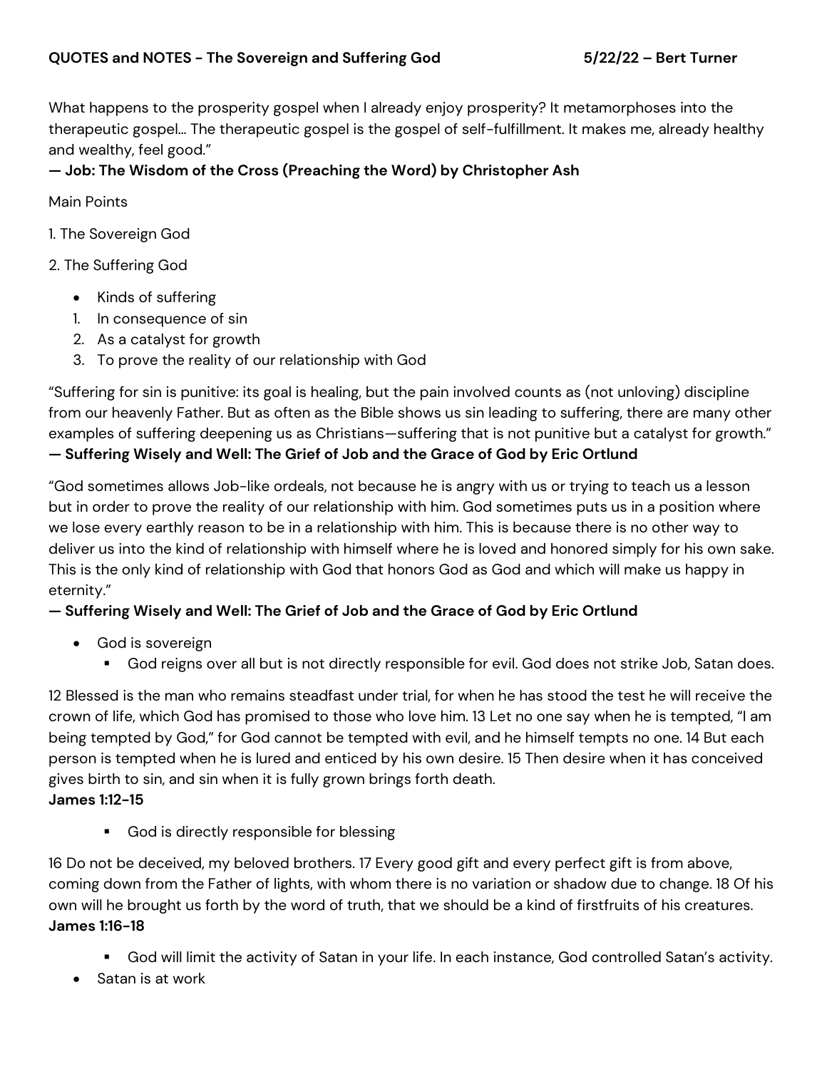**QUOTES and NOTES - The Sovereign and Suffering God 5/22/22 – Bert Turner**

What happens to the prosperity gospel when I already enjoy prosperity? It metamorphoses into the therapeutic gospel… The therapeutic gospel is the gospel of self-fulfillment. It makes me, already healthy and wealthy, feel good."

**— Job: The Wisdom of the Cross (Preaching the Word) by Christopher Ash**

Main Points

1. The Sovereign God

2. The Suffering God

- Kinds of suffering

1. In consequence of sin
2. As a catalyst for growth
3. To prove the reality of our relationship with God

"Suffering for sin is punitive: its goal is healing, but the pain involved counts as (not unloving) discipline from our heavenly Father. But as often as the Bible shows us sin leading to suffering, there are many other examples of suffering deepening us as Christians—suffering that is not punitive but a catalyst for growth."

**— Suffering Wisely and Well: The Grief of Job and the Grace of God by Eric Ortlund**

"God sometimes allows Job-like ordeals, not because he is angry with us or trying to teach us a lesson but in order to prove the reality of our relationship with him. God sometimes puts us in a position where we lose every earthly reason to be in a relationship with him. This is because there is no other way to deliver us into the kind of relationship with himself where he is loved and honored simply for his own sake. This is the only kind of relationship with God that honors God as God and which will make us happy in eternity."

**— Suffering Wisely and Well: The Grief of Job and the Grace of God by Eric Ortlund**

- God is sovereign
  - God reigns over all but is not directly responsible for evil. God does not strike Job, Satan does.

12 Blessed is the man who remains steadfast under trial, for when he has stood the test he will receive the crown of life, which God has promised to those who love him. 13 Let no one say when he is tempted, "I am being tempted by God," for God cannot be tempted with evil, and he himself tempts no one. 14 But each person is tempted when he is lured and enticed by his own desire. 15 Then desire when it has conceived gives birth to sin, and sin when it is fully grown brings forth death.

**James 1:12-15**

  - God is directly responsible for blessing

16 Do not be deceived, my beloved brothers. 17 Every good gift and every perfect gift is from above, coming down from the Father of lights, with whom there is no variation or shadow due to change. 18 Of his own will he brought us forth by the word of truth, that we should be a kind of firstfruits of his creatures.

**James 1:16-18**

  - God will limit the activity of Satan in your life. In each instance, God controlled Satan's activity.
- Satan is at work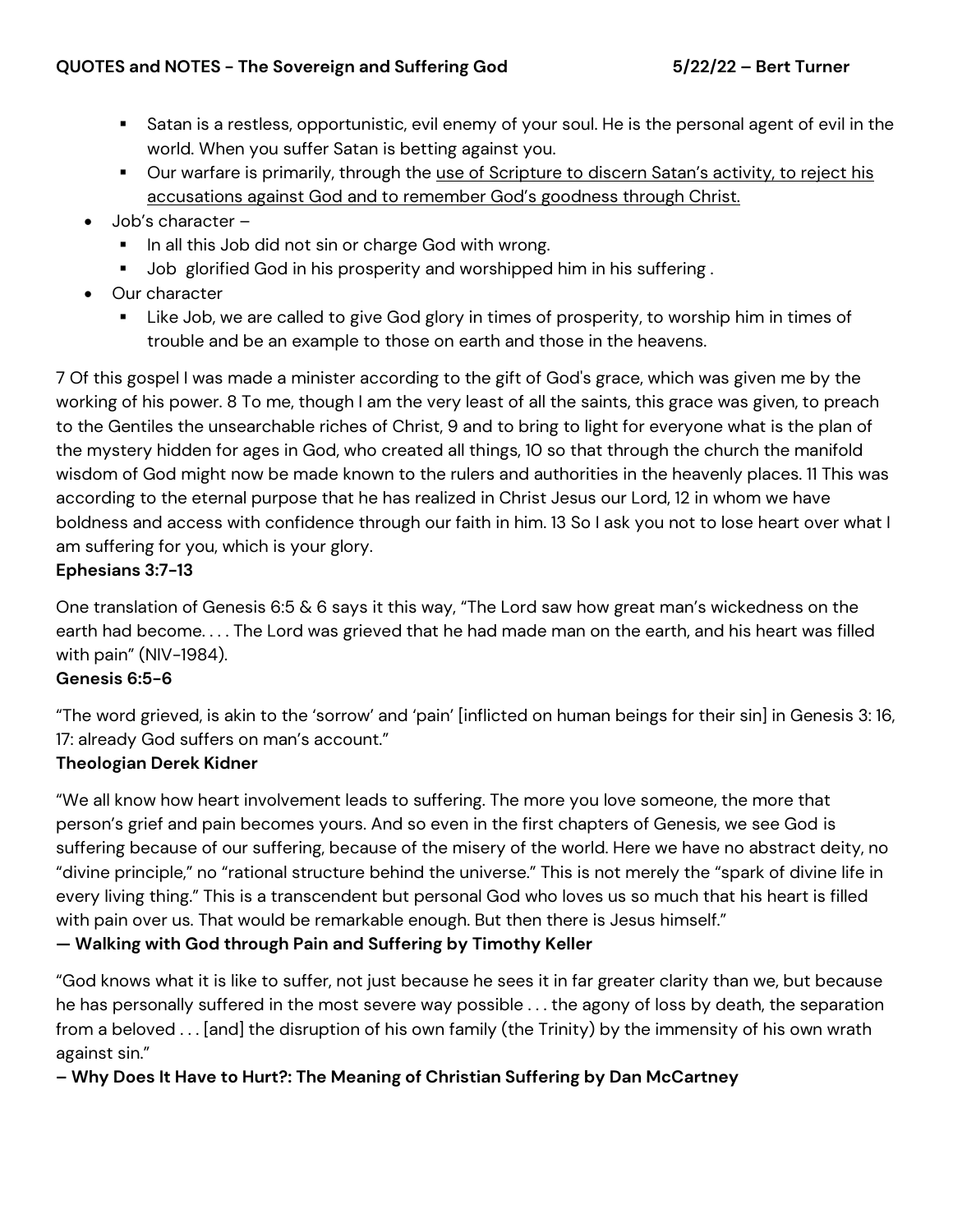- Satan is a restless, opportunistic, evil enemy of your soul. He is the personal agent of evil in the world. When you suffer Satan is betting against you.
- Our warfare is primarily, through the <u>use of Scripture to discern Satan's activity, to reject his accusations against God and to remember God's goodness through Christ.</u>

- Job's character –
  - In all this Job did not sin or charge God with wrong.
  - Job glorified God in his prosperity and worshipped him in his suffering .
- Our character
  - Like Job, we are called to give God glory in times of prosperity, to worship him in times of trouble and be an example to those on earth and those in the heavens.

7 Of this gospel I was made a minister according to the gift of God's grace, which was given me by the working of his power. 8 To me, though I am the very least of all the saints, this grace was given, to preach to the Gentiles the unsearchable riches of Christ, 9 and to bring to light for everyone what is the plan of the mystery hidden for ages in God, who created all things, 10 so that through the church the manifold wisdom of God might now be made known to the rulers and authorities in the heavenly places. 11 This was according to the eternal purpose that he has realized in Christ Jesus our Lord, 12 in whom we have boldness and access with confidence through our faith in him. 13 So I ask you not to lose heart over what I am suffering for you, which is your glory.

**Ephesians 3:7-13**

One translation of Genesis 6:5 & 6 says it this way, "The Lord saw how great man's wickedness on the earth had become. . . . The Lord was grieved that he had made man on the earth, and his heart was filled with pain" (NIV-1984).

**Genesis 6:5-6**

"The word grieved, is akin to the 'sorrow' and 'pain' [inflicted on human beings for their sin] in Genesis 3: 16, 17: already God suffers on man's account."

**Theologian Derek Kidner**

"We all know how heart involvement leads to suffering. The more you love someone, the more that person's grief and pain becomes yours. And so even in the first chapters of Genesis, we see God is suffering because of our suffering, because of the misery of the world. Here we have no abstract deity, no "divine principle," no "rational structure behind the universe." This is not merely the "spark of divine life in every living thing." This is a transcendent but personal God who loves us so much that his heart is filled with pain over us. That would be remarkable enough. But then there is Jesus himself."

**— Walking with God through Pain and Suffering by Timothy Keller**

"God knows what it is like to suffer, not just because he sees it in far greater clarity than we, but because he has personally suffered in the most severe way possible . . . the agony of loss by death, the separation from a beloved . . . [and] the disruption of his own family (the Trinity) by the immensity of his own wrath against sin."

**– Why Does It Have to Hurt?: The Meaning of Christian Suffering by Dan McCartney**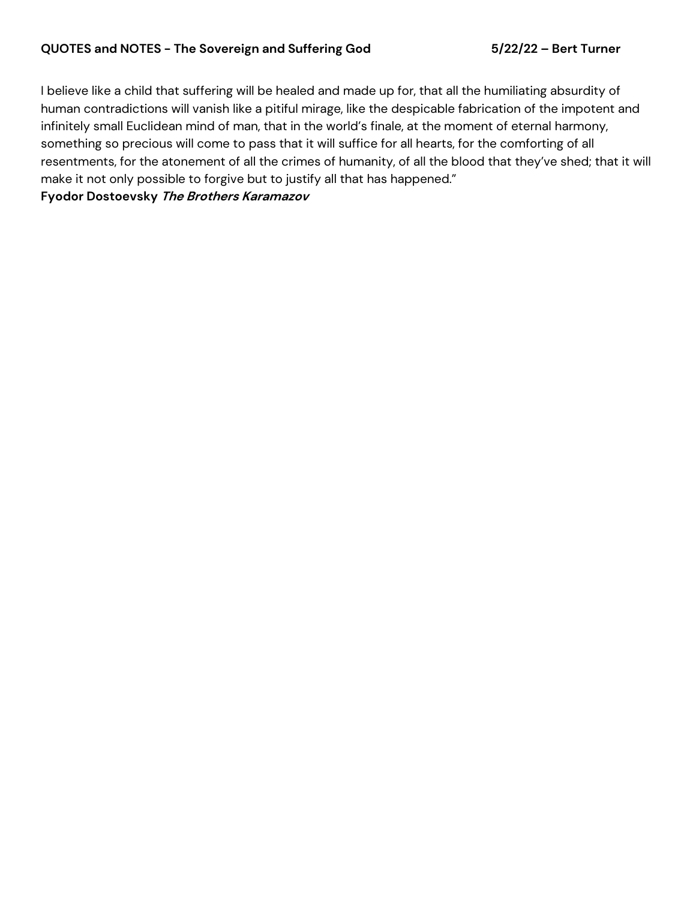I believe like a child that suffering will be healed and made up for, that all the humiliating absurdity of human contradictions will vanish like a pitiful mirage, like the despicable fabrication of the impotent and infinitely small Euclidean mind of man, that in the world's finale, at the moment of eternal harmony, something so precious will come to pass that it will suffice for all hearts, for the comforting of all resentments, for the atonement of all the crimes of humanity, of all the blood that they've shed; that it will make it not only possible to forgive but to justify all that has happened."

**Fyodor Dostoevsky *The Brothers Karamazov***